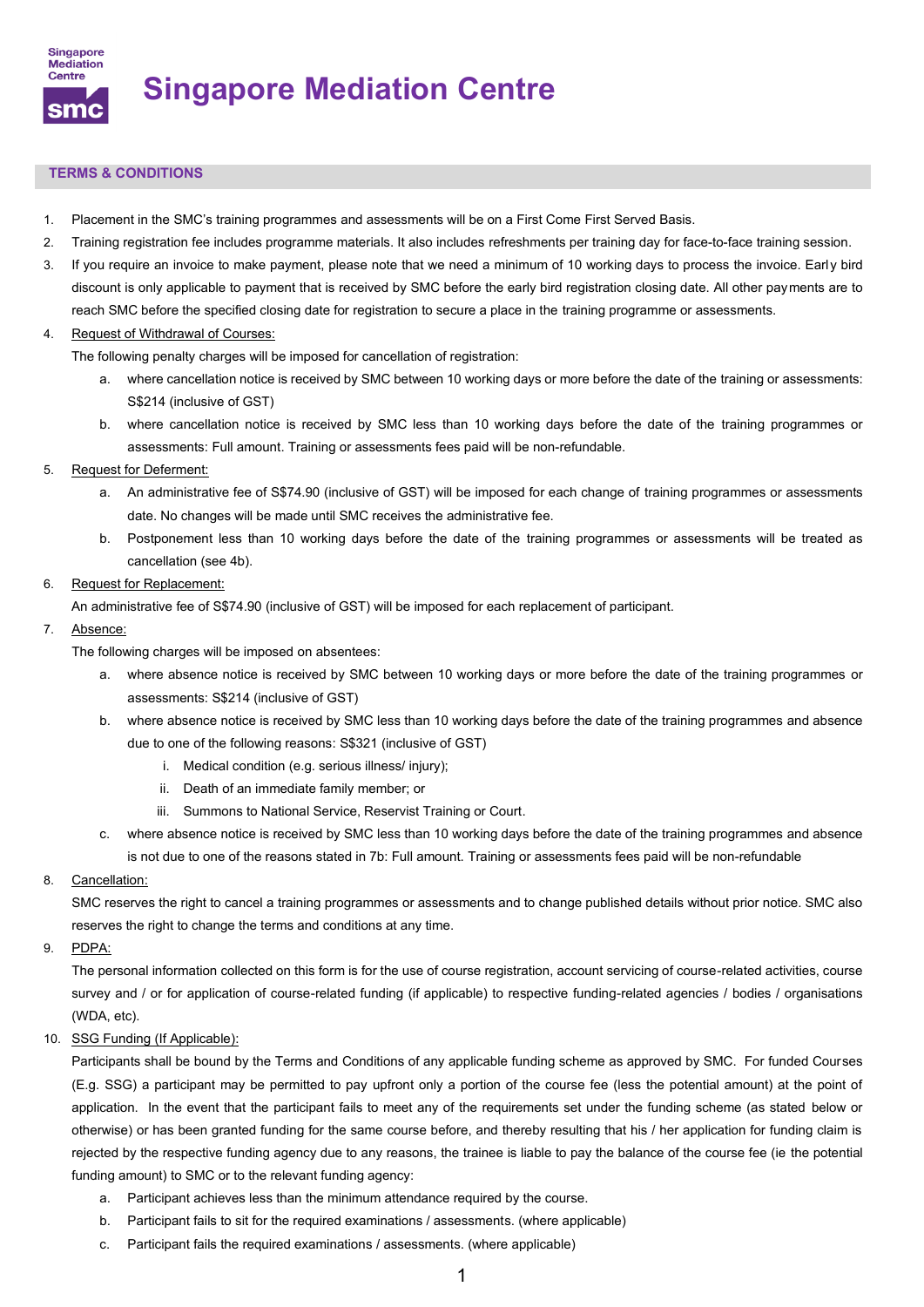# Singapore Mediation Centre

## TERMS & CONDITIONS

1. Placement in the SMC's training programmes and assessments will be on a First Come First Served Basis.
2. Training registration fee includes programme materials. It also includes refreshments per training day for face-to-face training session.
3. If you require an invoice to make payment, please note that we need a minimum of 10 working days to process the invoice. Early bird discount is only applicable to payment that is received by SMC before the early bird registration closing date. All other payments are to reach SMC before the specified closing date for registration to secure a place in the training programme or assessments.
4. Request of Withdrawal of Courses:
   The following penalty charges will be imposed for cancellation of registration:
   a. where cancellation notice is received by SMC between 10 working days or more before the date of the training or assessments: S$214 (inclusive of GST)
   b. where cancellation notice is received by SMC less than 10 working days before the date of the training programmes or assessments: Full amount. Training or assessments fees paid will be non-refundable.
5. Request for Deferment:
   a. An administrative fee of S$74.90 (inclusive of GST) will be imposed for each change of training programmes or assessments date. No changes will be made until SMC receives the administrative fee.
   b. Postponement less than 10 working days before the date of the training programmes or assessments will be treated as cancellation (see 4b).
6. Request for Replacement:
   An administrative fee of S$74.90 (inclusive of GST) will be imposed for each replacement of participant.
7. Absence:
   The following charges will be imposed on absentees:
   a. where absence notice is received by SMC between 10 working days or more before the date of the training programmes or assessments: S$214 (inclusive of GST)
   b. where absence notice is received by SMC less than 10 working days before the date of the training programmes and absence due to one of the following reasons: S$321 (inclusive of GST)
      i. Medical condition (e.g. serious illness/ injury);
      ii. Death of an immediate family member; or
      iii. Summons to National Service, Reservist Training or Court.
   c. where absence notice is received by SMC less than 10 working days before the date of the training programmes and absence is not due to one of the reasons stated in 7b: Full amount. Training or assessments fees paid will be non-refundable
8. Cancellation:
   SMC reserves the right to cancel a training programmes or assessments and to change published details without prior notice. SMC also reserves the right to change the terms and conditions at any time.
9. PDPA:
   The personal information collected on this form is for the use of course registration, account servicing of course-related activities, course survey and / or for application of course-related funding (if applicable) to respective funding-related agencies / bodies / organisations (WDA, etc).
10. SSG Funding (If Applicable):
    Participants shall be bound by the Terms and Conditions of any applicable funding scheme as approved by SMC. For funded Courses (E.g. SSG) a participant may be permitted to pay upfront only a portion of the course fee (less the potential amount) at the point of application. In the event that the participant fails to meet any of the requirements set under the funding scheme (as stated below or otherwise) or has been granted funding for the same course before, and thereby resulting that his / her application for funding claim is rejected by the respective funding agency due to any reasons, the trainee is liable to pay the balance of the course fee (ie the potential funding amount) to SMC or to the relevant funding agency:
    a. Participant achieves less than the minimum attendance required by the course.
    b. Participant fails to sit for the required examinations / assessments. (where applicable)
    c. Participant fails the required examinations / assessments. (where applicable)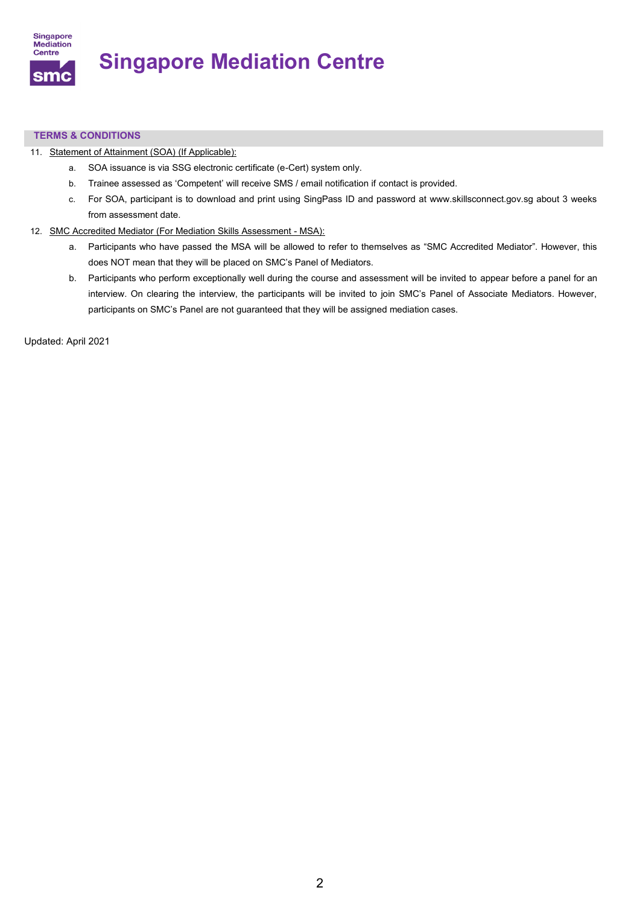# Singapore Mediation Centre

## TERMS & CONDITIONS

11. Statement of Attainment (SOA) (If Applicable):
    a. SOA issuance is via SSG electronic certificate (e-Cert) system only.
    b. Trainee assessed as 'Competent' will receive SMS / email notification if contact is provided.
    c. For SOA, participant is to download and print using SingPass ID and password at www.skillsconnect.gov.sg about 3 weeks from assessment date.

12. SMC Accredited Mediator (For Mediation Skills Assessment - MSA):
    a. Participants who have passed the MSA will be allowed to refer to themselves as "SMC Accredited Mediator". However, this does NOT mean that they will be placed on SMC's Panel of Mediators.
    b. Participants who perform exceptionally well during the course and assessment will be invited to appear before a panel for an interview. On clearing the interview, the participants will be invited to join SMC's Panel of Associate Mediators. However, participants on SMC's Panel are not guaranteed that they will be assigned mediation cases.

Updated: April 2021